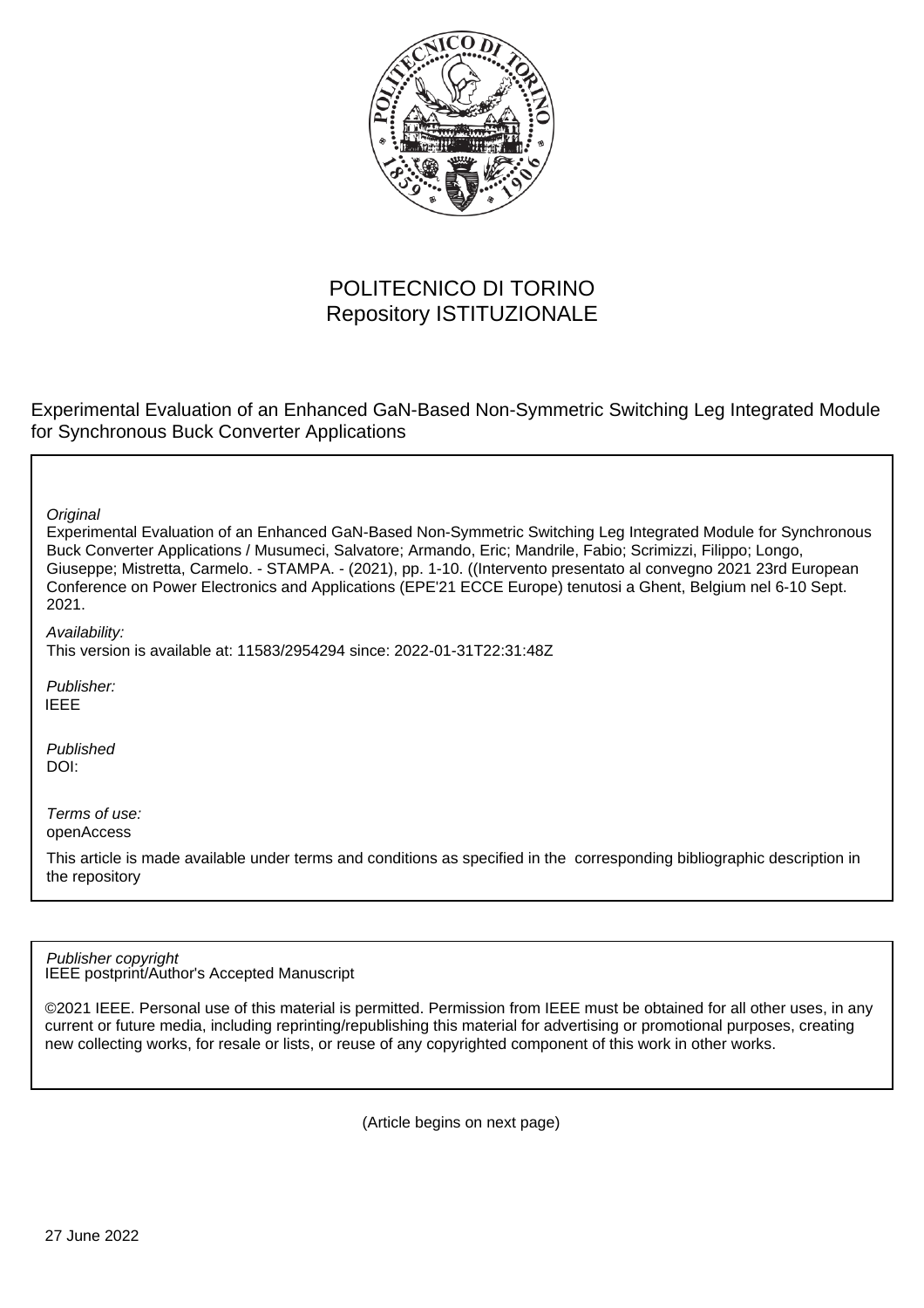POLITECNICO DI TORINO
Repository ISTITUZIONALE

Experimental Evaluation of an Enhanced GaN-Based Non-Symmetric Switching Leg Integrated Module for Synchronous Buck Converter Applications

*Original*

Experimental Evaluation of an Enhanced GaN-Based Non-Symmetric Switching Leg Integrated Module for Synchronous Buck Converter Applications / Musumeci, Salvatore; Armando, Eric; Mandrile, Fabio; Scrimizzi, Filippo; Longo, Giuseppe; Mistretta, Carmelo. - STAMPA. - (2021), pp. 1-10. ((Intervento presentato al convegno 2021 23rd European Conference on Power Electronics and Applications (EPE'21 ECCE Europe) tenutosi a Ghent, Belgium nel 6-10 Sept. 2021.

*Availability:*

This version is available at: 11583/2954294 since: 2022-01-31T22:31:48Z

*Publisher:*

IEEE

*Published*

DOI:

*Terms of use:*

openAccess

This article is made available under terms and conditions as specified in the corresponding bibliographic description in the repository

*Publisher copyright*

IEEE postprint/Author's Accepted Manuscript

©2021 IEEE. Personal use of this material is permitted. Permission from IEEE must be obtained for all other uses, in any current or future media, including reprinting/republishing this material for advertising or promotional purposes, creating new collecting works, for resale or lists, or reuse of any copyrighted component of this work in other works.

(Article begins on next page)

27 June 2022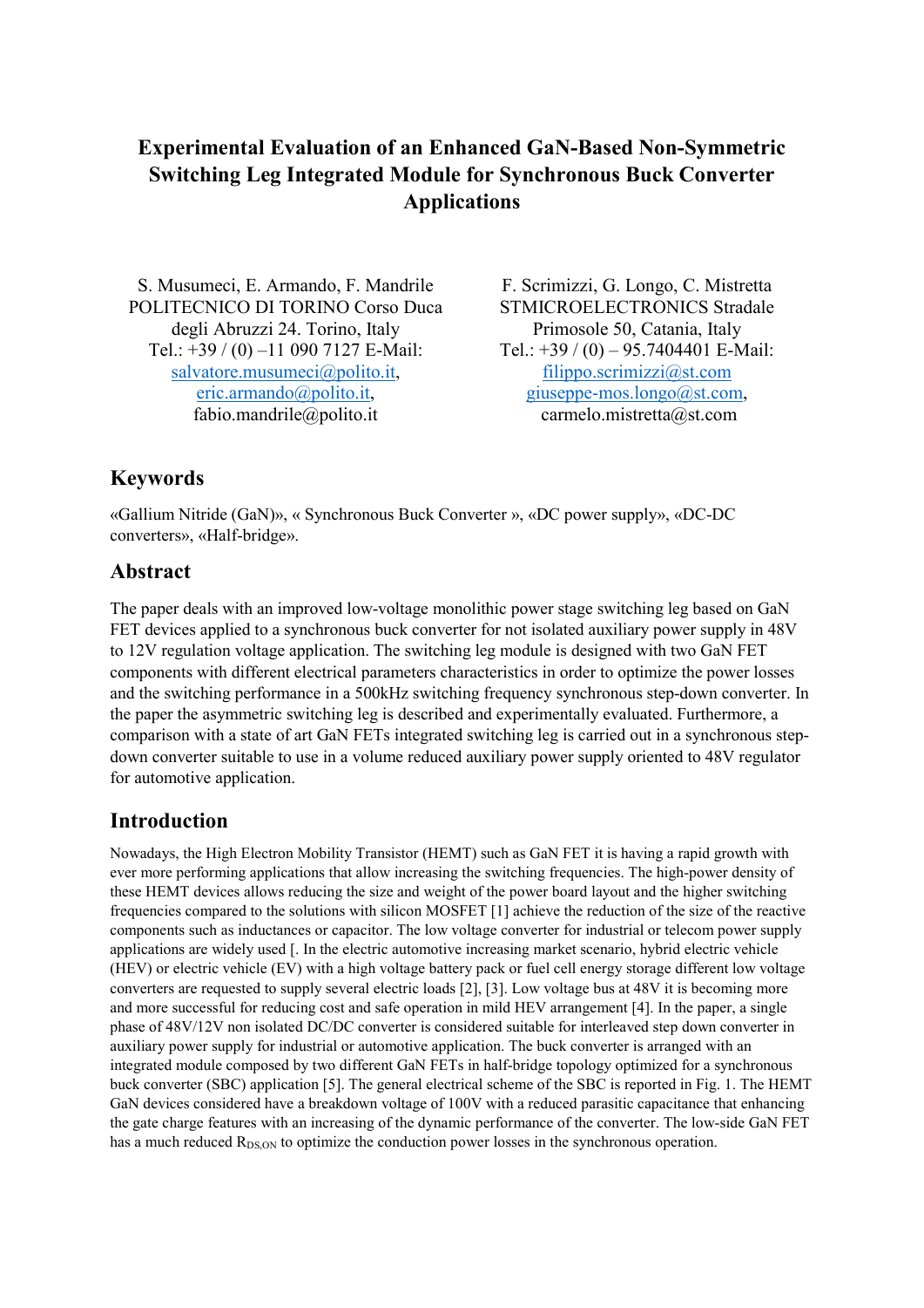# Experimental Evaluation of an Enhanced GaN-Based Non-Symmetric Switching Leg Integrated Module for Synchronous Buck Converter Applications

S. Musumeci, E. Armando, F. Mandrile
POLITECNICO DI TORINO Corso Duca degli Abruzzi 24. Torino, Italy
Tel.: +39 / (0) –11 090 7127 E-Mail: salvatore.musumeci@polito.it, eric.armando@polito.it, fabio.mandrile@polito.it

F. Scrimizzi, G. Longo, C. Mistretta
STMICROELECTRONICS Stradale Primosole 50, Catania, Italy
Tel.: +39 / (0) – 95.7404401 E-Mail: filippo.scrimizzi@st.com, giuseppe-mos.longo@st.com, carmelo.mistretta@st.com

## Keywords

«Gallium Nitride (GaN)», « Synchronous Buck Converter », «DC power supply», «DC-DC converters», «Half-bridge».

## Abstract

The paper deals with an improved low-voltage monolithic power stage switching leg based on GaN FET devices applied to a synchronous buck converter for not isolated auxiliary power supply in 48V to 12V regulation voltage application. The switching leg module is designed with two GaN FET components with different electrical parameters characteristics in order to optimize the power losses and the switching performance in a 500kHz switching frequency synchronous step-down converter. In the paper the asymmetric switching leg is described and experimentally evaluated. Furthermore, a comparison with a state of art GaN FETs integrated switching leg is carried out in a synchronous step-down converter suitable to use in a volume reduced auxiliary power supply oriented to 48V regulator for automotive application.

## Introduction

Nowadays, the High Electron Mobility Transistor (HEMT) such as GaN FET it is having a rapid growth with ever more performing applications that allow increasing the switching frequencies. The high-power density of these HEMT devices allows reducing the size and weight of the power board layout and the higher switching frequencies compared to the solutions with silicon MOSFET [1] achieve the reduction of the size of the reactive components such as inductances or capacitor. The low voltage converter for industrial or telecom power supply applications are widely used [. In the electric automotive increasing market scenario, hybrid electric vehicle (HEV) or electric vehicle (EV) with a high voltage battery pack or fuel cell energy storage different low voltage converters are requested to supply several electric loads [2], [3]. Low voltage bus at 48V it is becoming more and more successful for reducing cost and safe operation in mild HEV arrangement [4]. In the paper, a single phase of 48V/12V non isolated DC/DC converter is considered suitable for interleaved step down converter in auxiliary power supply for industrial or automotive application. The buck converter is arranged with an integrated module composed by two different GaN FETs in half-bridge topology optimized for a synchronous buck converter (SBC) application [5]. The general electrical scheme of the SBC is reported in Fig. 1. The HEMT GaN devices considered have a breakdown voltage of 100V with a reduced parasitic capacitance that enhancing the gate charge features with an increasing of the dynamic performance of the converter. The low-side GaN FET has a much reduced $R_{DS,ON}$ to optimize the conduction power losses in the synchronous operation.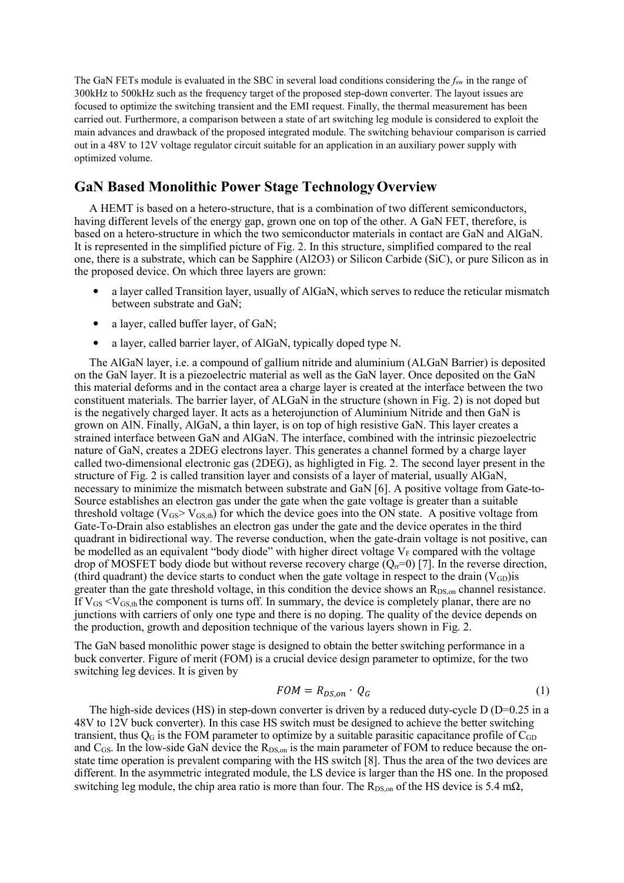The GaN FETs module is evaluated in the SBC in several load conditions considering the $f_{sw}$ in the range of 300kHz to 500kHz such as the frequency target of the proposed step-down converter. The layout issues are focused to optimize the switching transient and the EMI request. Finally, the thermal measurement has been carried out. Furthermore, a comparison between a state of art switching leg module is considered to exploit the main advances and drawback of the proposed integrated module. The switching behaviour comparison is carried out in a 48V to 12V voltage regulator circuit suitable for an application in an auxiliary power supply with optimized volume.

## GaN Based Monolithic Power Stage Technology Overview

A HEMT is based on a hetero-structure, that is a combination of two different semiconductors, having different levels of the energy gap, grown one on top of the other. A GaN FET, therefore, is based on a hetero-structure in which the two semiconductor materials in contact are GaN and AlGaN. It is represented in the simplified picture of Fig. 2. In this structure, simplified compared to the real one, there is a substrate, which can be Sapphire (Al2O3) or Silicon Carbide (SiC), or pure Silicon as in the proposed device. On which three layers are grown:

- a layer called Transition layer, usually of AlGaN, which serves to reduce the reticular mismatch between substrate and GaN;
- a layer, called buffer layer, of GaN;
- a layer, called barrier layer, of AlGaN, typically doped type N.

The AlGaN layer, i.e. a compound of gallium nitride and aluminium (ALGaN Barrier) is deposited on the GaN layer. It is a piezoelectric material as well as the GaN layer. Once deposited on the GaN this material deforms and in the contact area a charge layer is created at the interface between the two constituent materials. The barrier layer, of ALGaN in the structure (shown in Fig. 2) is not doped but is the negatively charged layer. It acts as a heterojunction of Aluminium Nitride and then GaN is grown on AlN. Finally, AlGaN, a thin layer, is on top of high resistive GaN. This layer creates a strained interface between GaN and AlGaN. The interface, combined with the intrinsic piezoelectric nature of GaN, creates a 2DEG electrons layer. This generates a channel formed by a charge layer called two-dimensional electronic gas (2DEG), as highligted in Fig. 2. The second layer present in the structure of Fig. 2 is called transition layer and consists of a layer of material, usually AlGaN, necessary to minimize the mismatch between substrate and GaN [6]. A positive voltage from Gate-to-Source establishes an electron gas under the gate when the gate voltage is greater than a suitable threshold voltage ($V_{GS}> V_{GS,th}$) for which the device goes into the ON state. A positive voltage from Gate-To-Drain also establishes an electron gas under the gate and the device operates in the third quadrant in bidirectional way. The reverse conduction, when the gate-drain voltage is not positive, can be modelled as an equivalent "body diode" with higher direct voltage $V_F$ compared with the voltage drop of MOSFET body diode but without reverse recovery charge ($Q_{rr}$=0) [7]. In the reverse direction, (third quadrant) the device starts to conduct when the gate voltage in respect to the drain ($V_{GD}$)is greater than the gate threshold voltage, in this condition the device shows an $R_{DS,on}$ channel resistance. If $V_{GS} <V_{GS,th}$ the component is turns off. In summary, the device is completely planar, there are no junctions with carriers of only one type and there is no doping. The quality of the device depends on the production, growth and deposition technique of the various layers shown in Fig. 2.

The GaN based monolithic power stage is designed to obtain the better switching performance in a buck converter. Figure of merit (FOM) is a crucial device design parameter to optimize, for the two switching leg devices. It is given by

$$FOM = R_{DS,on} \cdot Q_G \tag{1}$$

The high-side devices (HS) in step-down converter is driven by a reduced duty-cycle D (D=0.25 in a 48V to 12V buck converter). In this case HS switch must be designed to achieve the better switching transient, thus $Q_G$ is the FOM parameter to optimize by a suitable parasitic capacitance profile of $C_{GD}$ and $C_{GS}$. In the low-side GaN device the $R_{DS,on}$ is the main parameter of FOM to reduce because the on-state time operation is prevalent comparing with the HS switch [8]. Thus the area of the two devices are different. In the asymmetric integrated module, the LS device is larger than the HS one. In the proposed switching leg module, the chip area ratio is more than four. The $R_{DS,on}$ of the HS device is 5.4 mΩ,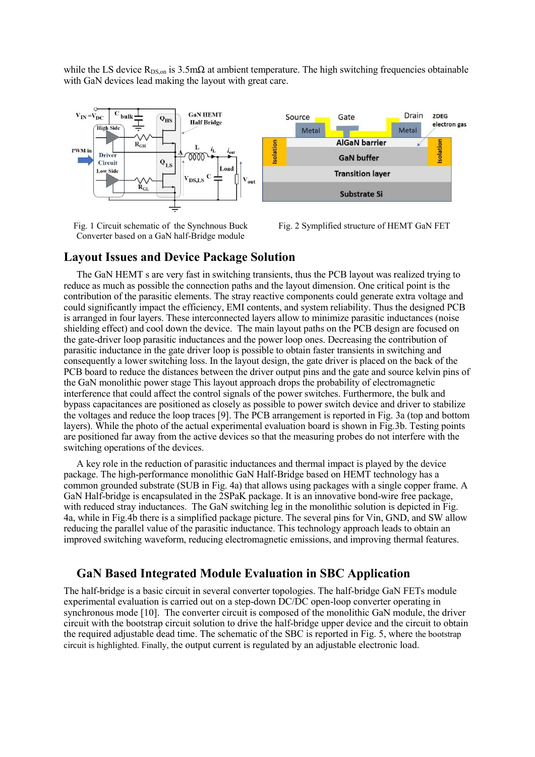while the LS device $R_{DS,on}$ is 3.5mΩ at ambient temperature. The high switching frequencies obtainable with GaN devices lead making the layout with great care.

Fig. 1 Circuit schematic of the Synchronous Buck Converter based on a GaN half-Bridge module

Fig. 2 Symplified structure of HEMT GaN FET

## Layout Issues and Device Package Solution

The GaN HEMT s are very fast in switching transients, thus the PCB layout was realized trying to reduce as much as possible the connection paths and the layout dimension. One critical point is the contribution of the parasitic elements. The stray reactive components could generate extra voltage and could significantly impact the efficiency, EMI contents, and system reliability. Thus the designed PCB is arranged in four layers. These interconnected layers allow to minimize parasitic inductances (noise shielding effect) and cool down the device. The main layout paths on the PCB design are focused on the gate-driver loop parasitic inductances and the power loop ones. Decreasing the contribution of parasitic inductance in the gate driver loop is possible to obtain faster transients in switching and consequently a lower switching loss. In the layout design, the gate driver is placed on the back of the PCB board to reduce the distances between the driver output pins and the gate and source kelvin pins of the GaN monolithic power stage This layout approach drops the probability of electromagnetic interference that could affect the control signals of the power switches. Furthermore, the bulk and bypass capacitances are positioned as closely as possible to power switch device and driver to stabilize the voltages and reduce the loop traces [9]. The PCB arrangement is reported in Fig. 3a (top and bottom layers). While the photo of the actual experimental evaluation board is shown in Fig.3b. Testing points are positioned far away from the active devices so that the measuring probes do not interfere with the switching operations of the devices.

A key role in the reduction of parasitic inductances and thermal impact is played by the device package. The high-performance monolithic GaN Half-Bridge based on HEMT technology has a common grounded substrate (SUB in Fig. 4a) that allows using packages with a single copper frame. A GaN Half-bridge is encapsulated in the 2SPaK package. It is an innovative bond-wire free package, with reduced stray inductances. The GaN switching leg in the monolithic solution is depicted in Fig. 4a, while in Fig.4b there is a simplified package picture. The several pins for Vin, GND, and SW allow reducing the parallel value of the parasitic inductance. This technology approach leads to obtain an improved switching waveform, reducing electromagnetic emissions, and improving thermal features.

## GaN Based Integrated Module Evaluation in SBC Application

The half-bridge is a basic circuit in several converter topologies. The half-bridge GaN FETs module experimental evaluation is carried out on a step-down DC/DC open-loop converter operating in synchronous mode [10]. The converter circuit is composed of the monolithic GaN module, the driver circuit with the bootstrap circuit solution to drive the half-bridge upper device and the circuit to obtain the required adjustable dead time. The schematic of the SBC is reported in Fig. 5, where the bootstrap circuit is highlighted. Finally, the output current is regulated by an adjustable electronic load.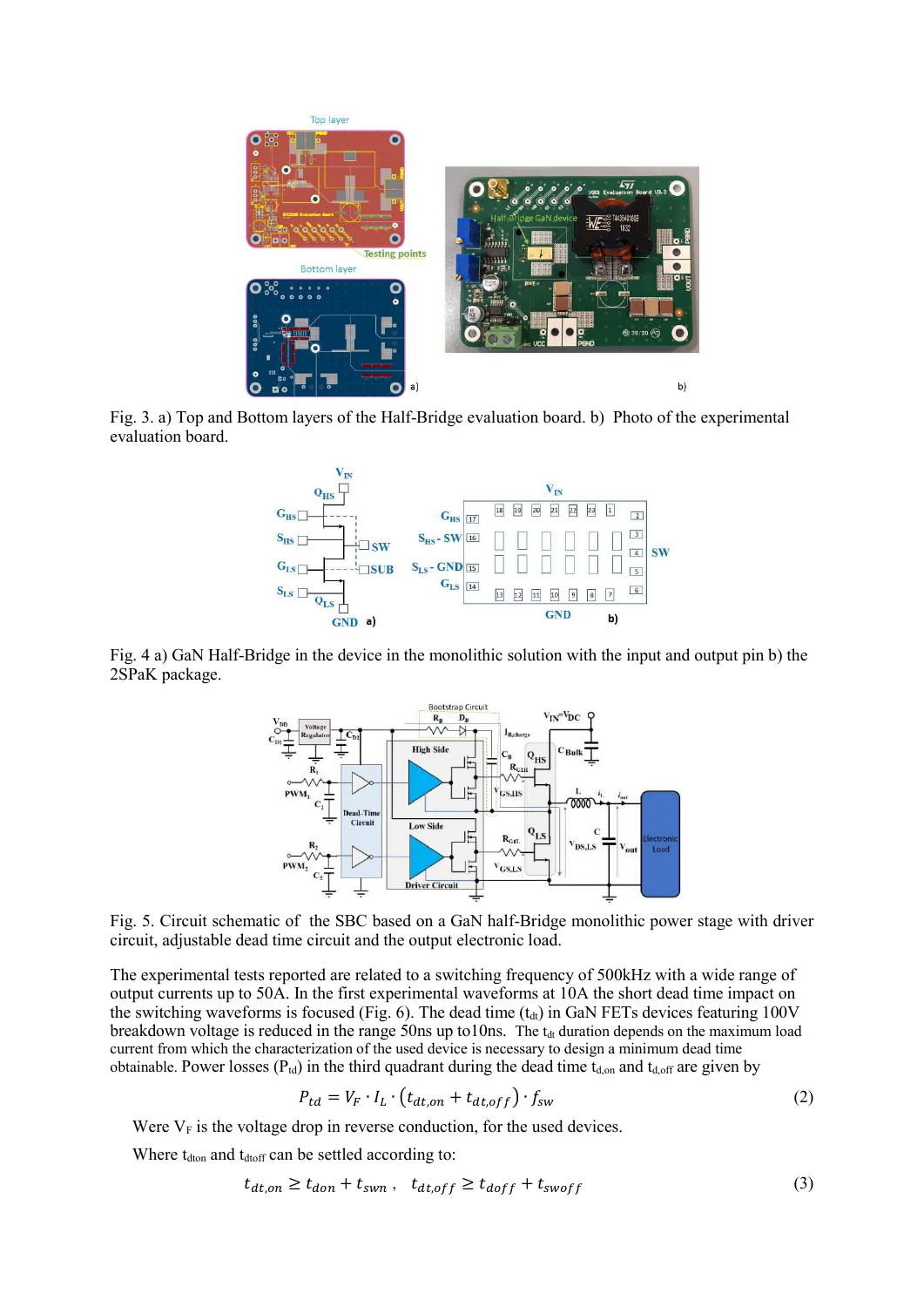Fig. 3. a) Top and Bottom layers of the Half-Bridge evaluation board. b) Photo of the experimental evaluation board.

Fig. 4 a) GaN Half-Bridge in the device in the monolithic solution with the input and output pin b) the 2SPaK package.

Fig. 5. Circuit schematic of the SBC based on a GaN half-Bridge monolithic power stage with driver circuit, adjustable dead time circuit and the output electronic load.

The experimental tests reported are related to a switching frequency of 500kHz with a wide range of output currents up to 50A. In the first experimental waveforms at 10A the short dead time impact on the switching waveforms is focused (Fig. 6). The dead time ($t_{dt}$) in GaN FETs devices featuring 100V breakdown voltage is reduced in the range 50ns up to10ns. The $t_{dt}$ duration depends on the maximum load current from which the characterization of the used device is necessary to design a minimum dead time obtainable. Power losses ($P_{td}$) in the third quadrant during the dead time $t_{d,on}$ and $t_{d,off}$ are given by

$$P_{td} = V_F \cdot I_L \cdot \left(t_{dt,on} + t_{dt,off}\right) \cdot f_{sw} \tag{2}$$

Were $V_F$ is the voltage drop in reverse conduction, for the used devices.

Where $t_{dton}$ and $t_{dtoff}$ can be settled according to:

$$t_{dt,on} \geq t_{don} + t_{swn}\ , \quad t_{dt,off} \geq t_{doff} + t_{swoff} \tag{3}$$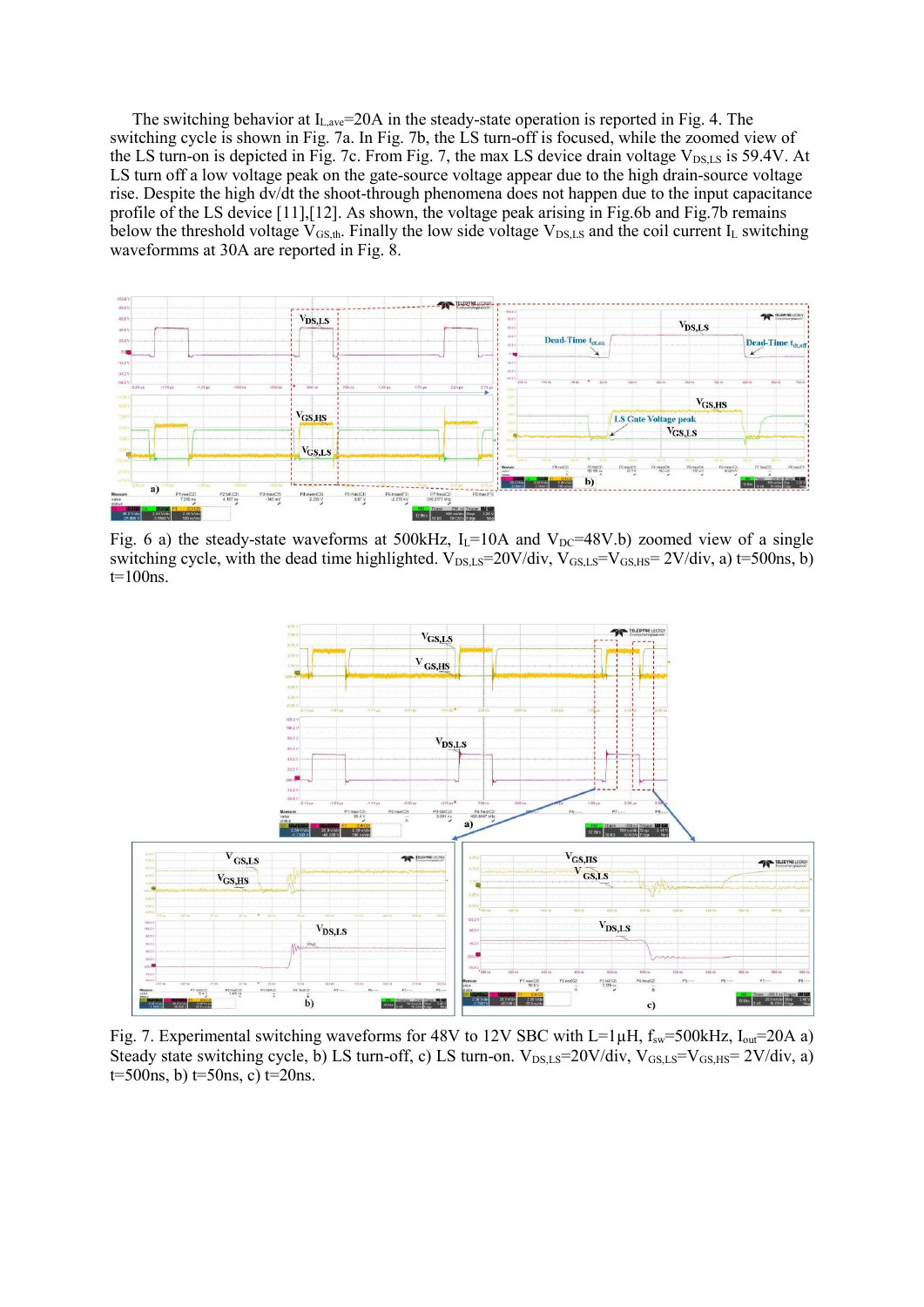The switching behavior at $I_{L,ave}$=20A in the steady-state operation is reported in Fig. 4. The switching cycle is shown in Fig. 7a. In Fig. 7b, the LS turn-off is focused, while the zoomed view of the LS turn-on is depicted in Fig. 7c. From Fig. 7, the max LS device drain voltage $V_{DS,LS}$ is 59.4V. At LS turn off a low voltage peak on the gate-source voltage appear due to the high drain-source voltage rise. Despite the high dv/dt the shoot-through phenomena does not happen due to the input capacitance profile of the LS device [11],[12]. As shown, the voltage peak arising in Fig.6b and Fig.7b remains below the threshold voltage $V_{GS,th}$. Finally the low side voltage $V_{DS,LS}$ and the coil current $I_L$ switching waveformms at 30A are reported in Fig. 8.

Fig. 6 a) the steady-state waveforms at 500kHz, $I_L$=10A and $V_{DC}$=48V. b) zoomed view of a single switching cycle, with the dead time highlighted. $V_{DS,LS}$=20V/div, $V_{GS,LS}$=$V_{GS,HS}$= 2V/div, a) t=500ns, b) t=100ns.

Fig. 7. Experimental switching waveforms for 48V to 12V SBC with L=1μH, $f_{sw}$=500kHz, $I_{out}$=20A a) Steady state switching cycle, b) LS turn-off, c) LS turn-on. $V_{DS,LS}$=20V/div, $V_{GS,LS}$=$V_{GS,HS}$= 2V/div, a) t=500ns, b) t=50ns, c) t=20ns.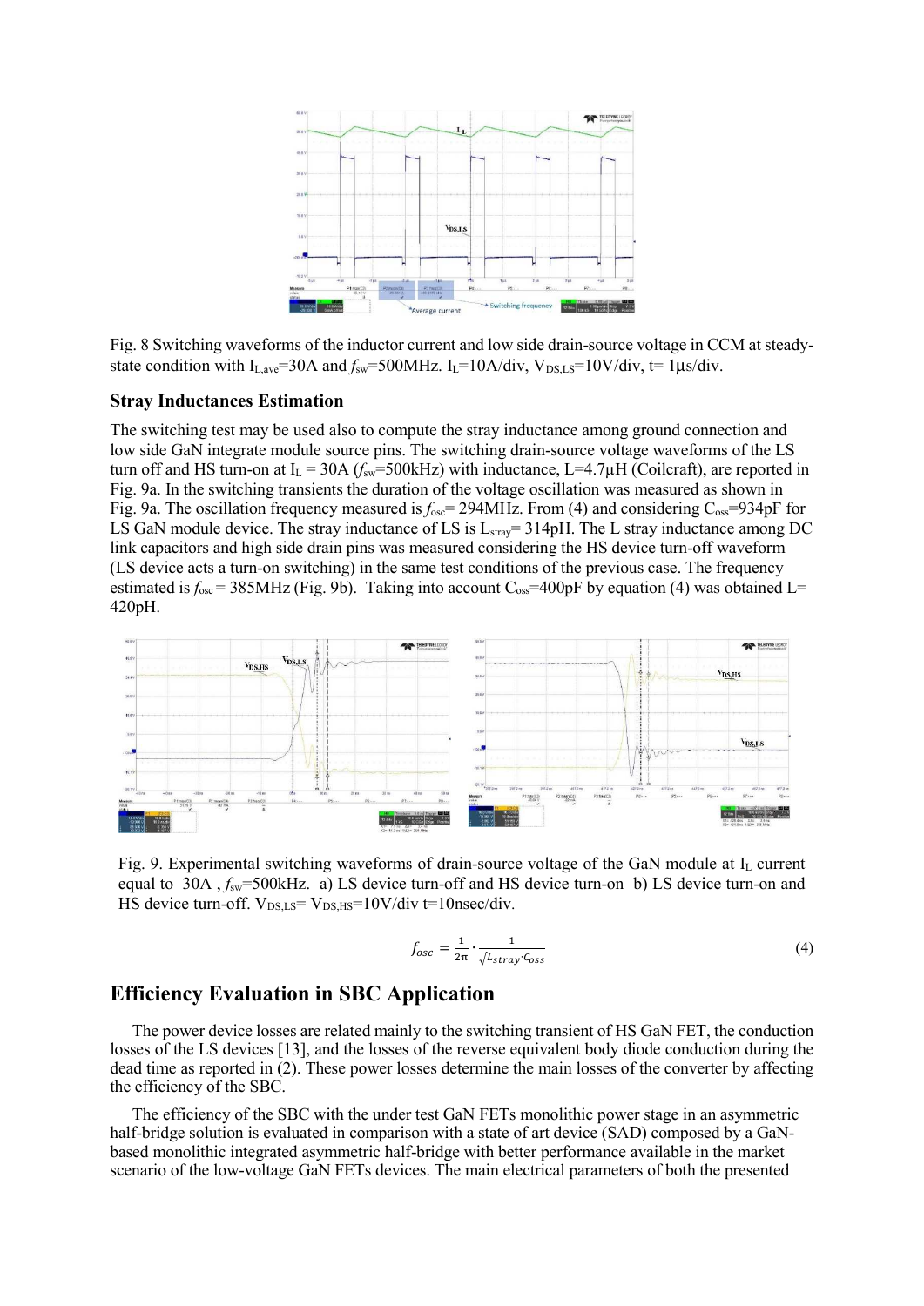Fig. 8 Switching waveforms of the inductor current and low side drain-source voltage in CCM at steady-state condition with $I_{L,ave}$=30A and $f_{sw}$=500MHz. $I_L$=10A/div, $V_{DS,LS}$=10V/div, t= 1µs/div.

### Stray Inductances Estimation

The switching test may be used also to compute the stray inductance among ground connection and low side GaN integrate module source pins. The switching drain-source voltage waveforms of the LS turn off and HS turn-on at $I_L$ = 30A ($f_{sw}$=500kHz) with inductance, L=4.7µH (Coilcraft), are reported in Fig. 9a. In the switching transients the duration of the voltage oscillation was measured as shown in Fig. 9a. The oscillation frequency measured is $f_{osc}$= 294MHz. From (4) and considering $C_{oss}$=934pF for LS GaN module device. The stray inductance of LS is $L_{stray}$= 314pH. The L stray inductance among DC link capacitors and high side drain pins was measured considering the HS device turn-off waveform (LS device acts a turn-on switching) in the same test conditions of the previous case. The frequency estimated is $f_{osc}$ = 385MHz (Fig. 9b). Taking into account $C_{oss}$=400pF by equation (4) was obtained L= 420pH.

Fig. 9. Experimental switching waveforms of drain-source voltage of the GaN module at $I_L$ current equal to 30A , $f_{sw}$=500kHz. a) LS device turn-off and HS device turn-on b) LS device turn-on and HS device turn-off. $V_{DS,LS}$= $V_{DS,HS}$=10V/div t=10nsec/div.

$$f_{osc} = \frac{1}{2\pi} \cdot \frac{1}{\sqrt{L_{stray} \cdot C_{oss}}} \tag{4}$$

## Efficiency Evaluation in SBC Application

The power device losses are related mainly to the switching transient of HS GaN FET, the conduction losses of the LS devices [13], and the losses of the reverse equivalent body diode conduction during the dead time as reported in (2). These power losses determine the main losses of the converter by affecting the efficiency of the SBC.

The efficiency of the SBC with the under test GaN FETs monolithic power stage in an asymmetric half-bridge solution is evaluated in comparison with a state of art device (SAD) composed by a GaN-based monolithic integrated asymmetric half-bridge with better performance available in the market scenario of the low-voltage GaN FETs devices. The main electrical parameters of both the presented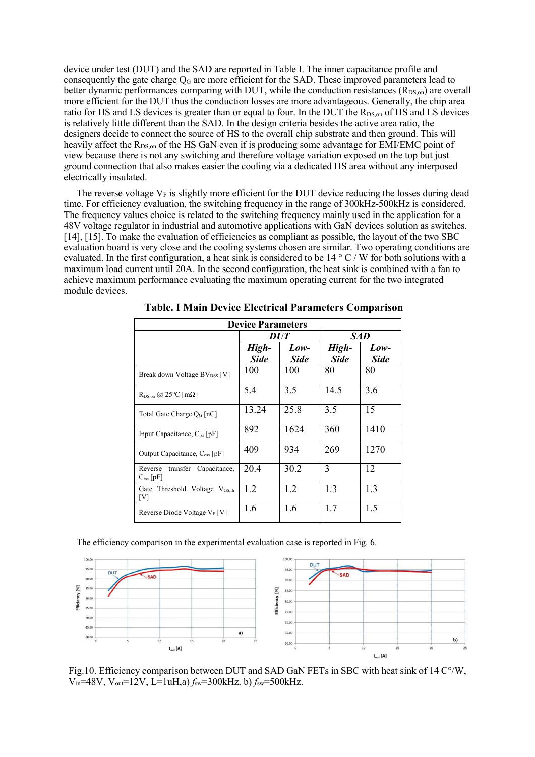device under test (DUT) and the SAD are reported in Table I. The inner capacitance profile and consequently the gate charge $Q_G$ are more efficient for the SAD. These improved parameters lead to better dynamic performances comparing with DUT, while the conduction resistances ($R_{DS,on}$) are overall more efficient for the DUT thus the conduction losses are more advantageous. Generally, the chip area ratio for HS and LS devices is greater than or equal to four. In the DUT the $R_{DS,on}$ of HS and LS devices is relatively little different than the SAD. In the design criteria besides the active area ratio, the designers decide to connect the source of HS to the overall chip substrate and then ground. This will heavily affect the $R_{DS,on}$ of the HS GaN even if is producing some advantage for EMI/EMC point of view because there is not any switching and therefore voltage variation exposed on the top but just ground connection that also makes easier the cooling via a dedicated HS area without any interposed electrically insulated.

The reverse voltage $V_F$ is slightly more efficient for the DUT device reducing the losses during dead time. For efficiency evaluation, the switching frequency in the range of 300kHz-500kHz is considered. The frequency values choice is related to the switching frequency mainly used in the application for a 48V voltage regulator in industrial and automotive applications with GaN devices solution as switches. [14], [15]. To make the evaluation of efficiencies as compliant as possible, the layout of the two SBC evaluation board is very close and the cooling systems chosen are similar. Two operating conditions are evaluated. In the first configuration, a heat sink is considered to be 14 ° C / W for both solutions with a maximum load current until 20A. In the second configuration, the heat sink is combined with a fan to achieve maximum performance evaluating the maximum operating current for the two integrated module devices.

**Table. I Main Device Electrical Parameters Comparison**

| Device Parameters | | | | |
|---|---|---|---|---|
| | ***DUT*** | | ***SAD*** | |
| | ***High-Side*** | ***Low-Side*** | ***High-Side*** | ***Low-Side*** |
| Break down Voltage $BV_{DSS}$ [V] | 100 | 100 | 80 | 80 |
| $R_{DS,on}$ @ 25°C [mΩ] | 5.4 | 3.5 | 14.5 | 3.6 |
| Total Gate Charge $Q_G$ [nC] | 13.24 | 25.8 | 3.5 | 15 |
| Input Capacitance, $C_{iss}$ [pF] | 892 | 1624 | 360 | 1410 |
| Output Capacitance, $C_{oss}$ [pF] | 409 | 934 | 269 | 1270 |
| Reverse transfer Capacitance, $C_{rss}$ [pF] | 20.4 | 30.2 | 3 | 12 |
| Gate Threshold Voltage $V_{GS,th}$ [V] | 1.2 | 1.2 | 1.3 | 1.3 |
| Reverse Diode Voltage $V_F$ [V] | 1.6 | 1.6 | 1.7 | 1.5 |

The efficiency comparison in the experimental evaluation case is reported in Fig. 6.

Fig.10. Efficiency comparison between DUT and SAD GaN FETs in SBC with heat sink of 14 C°/W, $V_{in}$=48V, $V_{out}$=12V, L=1uH,a) $f_{sw}$=300kHz. b) $f_{sw}$=500kHz.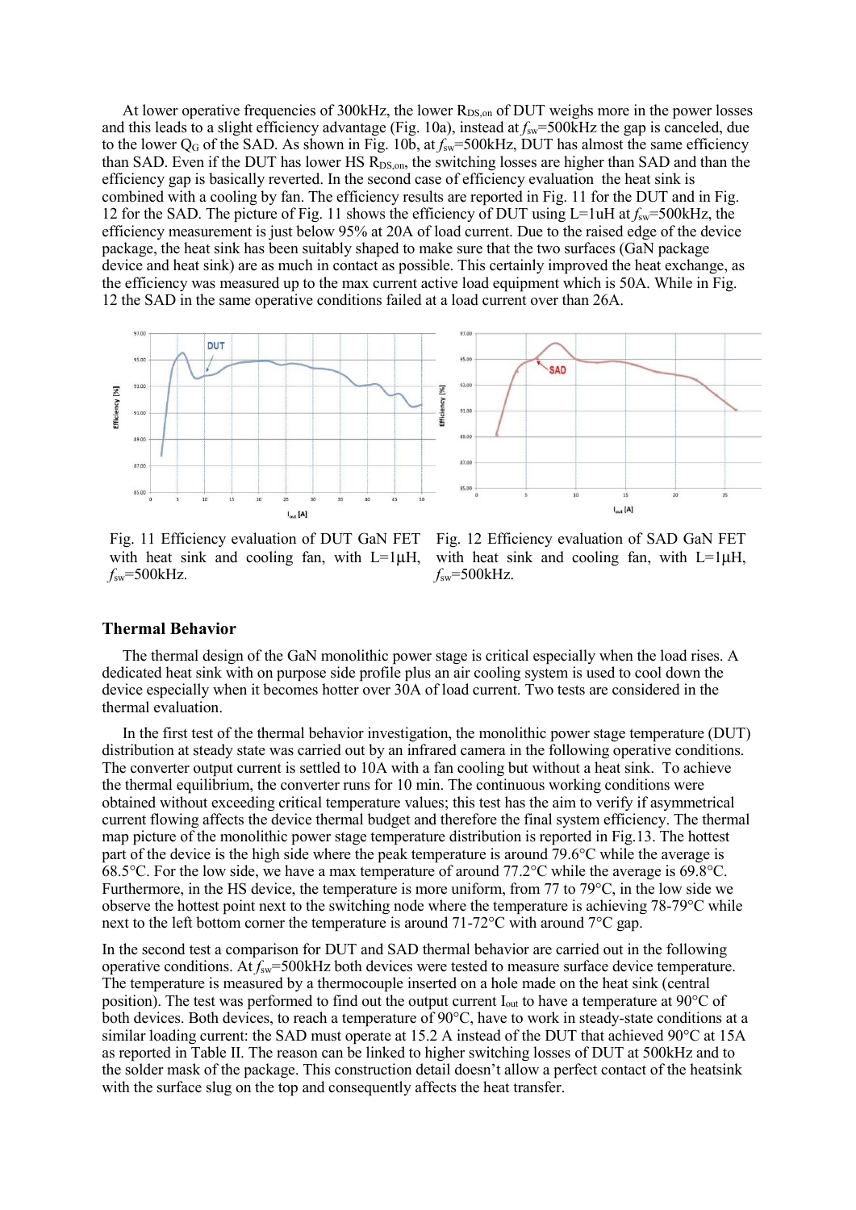At lower operative frequencies of 300kHz, the lower $R_{DS,on}$ of DUT weighs more in the power losses and this leads to a slight efficiency advantage (Fig. 10a), instead at $f_{sw}$=500kHz the gap is canceled, due to the lower $Q_G$ of the SAD. As shown in Fig. 10b, at $f_{sw}$=500kHz, DUT has almost the same efficiency than SAD. Even if the DUT has lower HS $R_{DS,on}$, the switching losses are higher than SAD and than the efficiency gap is basically reverted. In the second case of efficiency evaluation the heat sink is combined with a cooling by fan. The efficiency results are reported in Fig. 11 for the DUT and in Fig. 12 for the SAD. The picture of Fig. 11 shows the efficiency of DUT using L=1uH at $f_{sw}$=500kHz, the efficiency measurement is just below 95% at 20A of load current. Due to the raised edge of the device package, the heat sink has been suitably shaped to make sure that the two surfaces (GaN package device and heat sink) are as much in contact as possible. This certainly improved the heat exchange, as the efficiency was measured up to the max current active load equipment which is 50A. While in Fig. 12 the SAD in the same operative conditions failed at a load current over than 26A.

Fig. 11 Efficiency evaluation of DUT GaN FET with heat sink and cooling fan, with L=1µH, $f_{sw}$=500kHz.

Fig. 12 Efficiency evaluation of SAD GaN FET with heat sink and cooling fan, with L=1µH, $f_{sw}$=500kHz.

## Thermal Behavior

The thermal design of the GaN monolithic power stage is critical especially when the load rises. A dedicated heat sink with on purpose side profile plus an air cooling system is used to cool down the device especially when it becomes hotter over 30A of load current. Two tests are considered in the thermal evaluation.

In the first test of the thermal behavior investigation, the monolithic power stage temperature (DUT) distribution at steady state was carried out by an infrared camera in the following operative conditions. The converter output current is settled to 10A with a fan cooling but without a heat sink. To achieve the thermal equilibrium, the converter runs for 10 min. The continuous working conditions were obtained without exceeding critical temperature values; this test has the aim to verify if asymmetrical current flowing affects the device thermal budget and therefore the final system efficiency. The thermal map picture of the monolithic power stage temperature distribution is reported in Fig.13. The hottest part of the device is the high side where the peak temperature is around 79.6°C while the average is 68.5°C. For the low side, we have a max temperature of around 77.2°C while the average is 69.8°C. Furthermore, in the HS device, the temperature is more uniform, from 77 to 79°C, in the low side we observe the hottest point next to the switching node where the temperature is achieving 78-79°C while next to the left bottom corner the temperature is around 71-72°C with around 7°C gap.

In the second test a comparison for DUT and SAD thermal behavior are carried out in the following operative conditions. At $f_{sw}$=500kHz both devices were tested to measure surface device temperature. The temperature is measured by a thermocouple inserted on a hole made on the heat sink (central position). The test was performed to find out the output current $I_{out}$ to have a temperature at 90°C of both devices. Both devices, to reach a temperature of 90°C, have to work in steady-state conditions at a similar loading current: the SAD must operate at 15.2 A instead of the DUT that achieved 90°C at 15A as reported in Table II. The reason can be linked to higher switching losses of DUT at 500kHz and to the solder mask of the package. This construction detail doesn't allow a perfect contact of the heatsink with the surface slug on the top and consequently affects the heat transfer.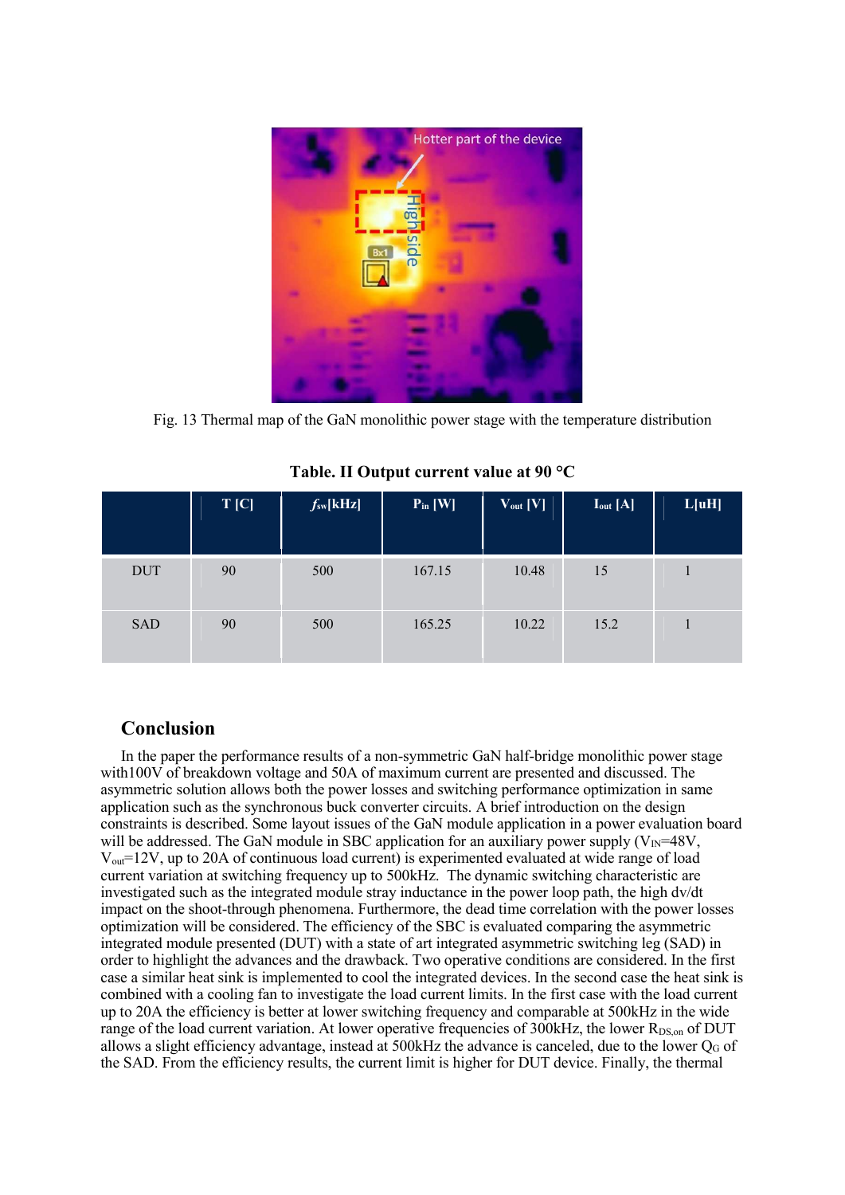Fig. 13 Thermal map of the GaN monolithic power stage with the temperature distribution

**Table. II Output current value at 90 °C**

| | T [C] | $f_{sw}$[kHz] | $P_{in}$ [W] | $V_{out}$ [V] | $I_{out}$ [A] | L[uH] |
|---|---|---|---|---|---|---|
| DUT | 90 | 500 | 167.15 | 10.48 | 15 | 1 |
| SAD | 90 | 500 | 165.25 | 10.22 | 15.2 | 1 |

## Conclusion

In the paper the performance results of a non-symmetric GaN half-bridge monolithic power stage with100V of breakdown voltage and 50A of maximum current are presented and discussed. The asymmetric solution allows both the power losses and switching performance optimization in same application such as the synchronous buck converter circuits. A brief introduction on the design constraints is described. Some layout issues of the GaN module application in a power evaluation board will be addressed. The GaN module in SBC application for an auxiliary power supply ($V_{IN}$=48V, $V_{out}$=12V, up to 20A of continuous load current) is experimented evaluated at wide range of load current variation at switching frequency up to 500kHz. The dynamic switching characteristic are investigated such as the integrated module stray inductance in the power loop path, the high dv/dt impact on the shoot-through phenomena. Furthermore, the dead time correlation with the power losses optimization will be considered. The efficiency of the SBC is evaluated comparing the asymmetric integrated module presented (DUT) with a state of art integrated asymmetric switching leg (SAD) in order to highlight the advances and the drawback. Two operative conditions are considered. In the first case a similar heat sink is implemented to cool the integrated devices. In the second case the heat sink is combined with a cooling fan to investigate the load current limits. In the first case with the load current up to 20A the efficiency is better at lower switching frequency and comparable at 500kHz in the wide range of the load current variation. At lower operative frequencies of 300kHz, the lower $R_{DS,on}$ of DUT allows a slight efficiency advantage, instead at 500kHz the advance is canceled, due to the lower $Q_G$ of the SAD. From the efficiency results, the current limit is higher for DUT device. Finally, the thermal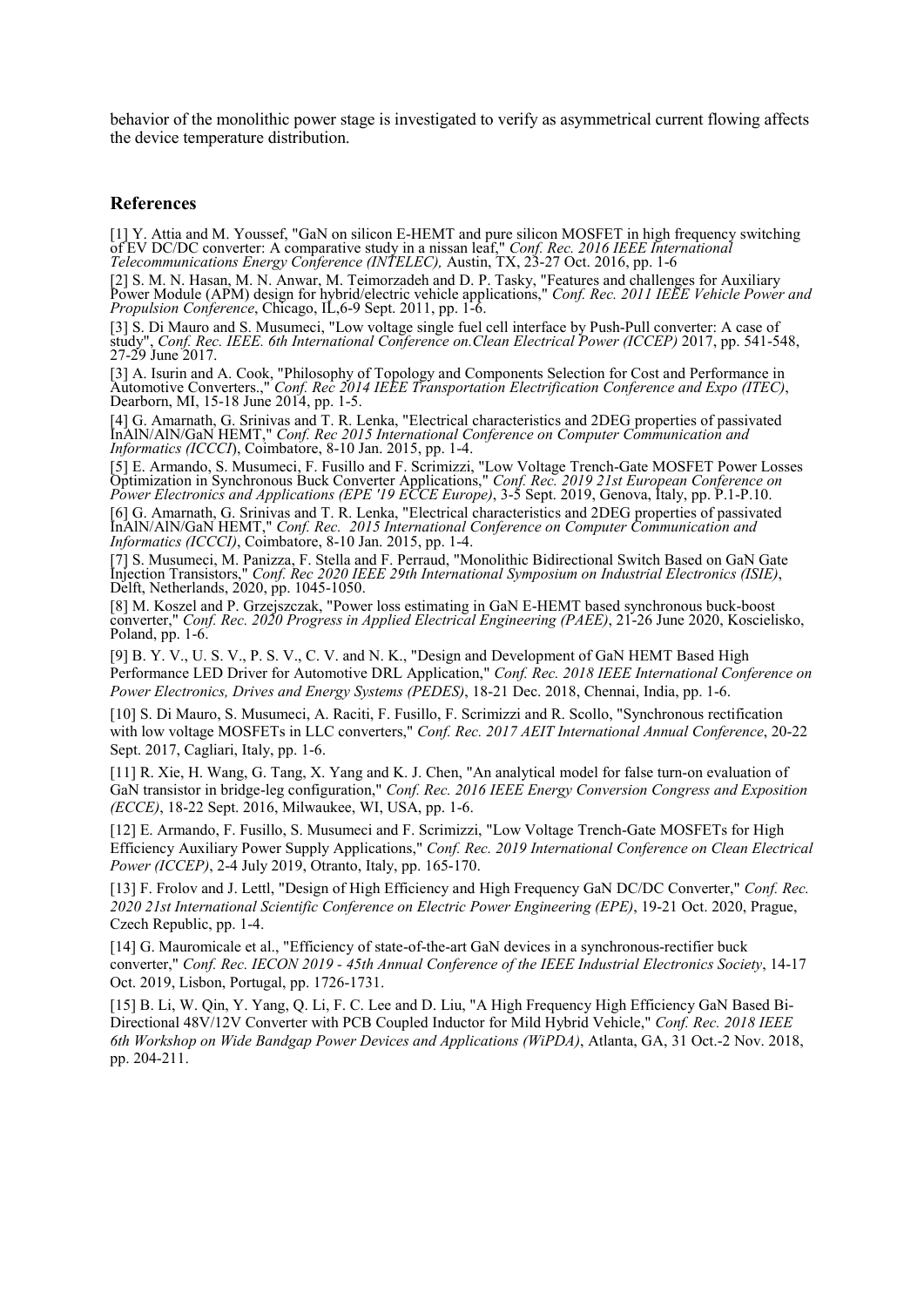behavior of the monolithic power stage is investigated to verify as asymmetrical current flowing affects the device temperature distribution.

## References

[1] Y. Attia and M. Youssef, "GaN on silicon E-HEMT and pure silicon MOSFET in high frequency switching of EV DC/DC converter: A comparative study in a nissan leaf," *Conf. Rec. 2016 IEEE International Telecommunications Energy Conference (INTELEC),* Austin, TX, 23-27 Oct. 2016, pp. 1-6

[2] S. M. N. Hasan, M. N. Anwar, M. Teimorzadeh and D. P. Tasky, "Features and challenges for Auxiliary Power Module (APM) design for hybrid/electric vehicle applications," *Conf. Rec. 2011 IEEE Vehicle Power and Propulsion Conference*, Chicago, IL,6-9 Sept. 2011, pp. 1-6.

[3] S. Di Mauro and S. Musumeci, "Low voltage single fuel cell interface by Push-Pull converter: A case of study", *Conf. Rec. IEEE. 6th International Conference on.Clean Electrical Power (ICCEP)* 2017, pp. 541-548, 27-29 June 2017.

[3] A. Isurin and A. Cook, "Philosophy of Topology and Components Selection for Cost and Performance in Automotive Converters.," *Conf. Rec 2014 IEEE Transportation Electrification Conference and Expo (ITEC)*, Dearborn, MI, 15-18 June 2014, pp. 1-5.

[4] G. Amarnath, G. Srinivas and T. R. Lenka, "Electrical characteristics and 2DEG properties of passivated InAlN/AlN/GaN HEMT," *Conf. Rec 2015 International Conference on Computer Communication and Informatics (ICCCI*), Coimbatore, 8-10 Jan. 2015, pp. 1-4.

[5] E. Armando, S. Musumeci, F. Fusillo and F. Scrimizzi, "Low Voltage Trench-Gate MOSFET Power Losses Optimization in Synchronous Buck Converter Applications," *Conf. Rec. 2019 21st European Conference on Power Electronics and Applications (EPE '19 ECCE Europe)*, 3-5 Sept. 2019, Genova, Italy, pp. P.1-P.10.

[6] G. Amarnath, G. Srinivas and T. R. Lenka, "Electrical characteristics and 2DEG properties of passivated InAlN/AlN/GaN HEMT," *Conf. Rec. 2015 International Conference on Computer Communication and Informatics (ICCCI)*, Coimbatore, 8-10 Jan. 2015, pp. 1-4.

[7] S. Musumeci, M. Panizza, F. Stella and F. Perraud, "Monolithic Bidirectional Switch Based on GaN Gate Injection Transistors," *Conf. Rec 2020 IEEE 29th International Symposium on Industrial Electronics (ISIE)*, Delft, Netherlands, 2020, pp. 1045-1050.

[8] M. Koszel and P. Grzejszczak, "Power loss estimating in GaN E-HEMT based synchronous buck-boost converter," *Conf. Rec. 2020 Progress in Applied Electrical Engineering (PAEE)*, 21-26 June 2020, Koscielisko, Poland, pp. 1-6.

[9] B. Y. V., U. S. V., P. S. V., C. V. and N. K., "Design and Development of GaN HEMT Based High Performance LED Driver for Automotive DRL Application," *Conf. Rec. 2018 IEEE International Conference on Power Electronics, Drives and Energy Systems (PEDES)*, 18-21 Dec. 2018, Chennai, India, pp. 1-6.

[10] S. Di Mauro, S. Musumeci, A. Raciti, F. Fusillo, F. Scrimizzi and R. Scollo, "Synchronous rectification with low voltage MOSFETs in LLC converters," *Conf. Rec. 2017 AEIT International Annual Conference*, 20-22 Sept. 2017, Cagliari, Italy, pp. 1-6.

[11] R. Xie, H. Wang, G. Tang, X. Yang and K. J. Chen, "An analytical model for false turn-on evaluation of GaN transistor in bridge-leg configuration," *Conf. Rec. 2016 IEEE Energy Conversion Congress and Exposition (ECCE)*, 18-22 Sept. 2016, Milwaukee, WI, USA, pp. 1-6.

[12] E. Armando, F. Fusillo, S. Musumeci and F. Scrimizzi, "Low Voltage Trench-Gate MOSFETs for High Efficiency Auxiliary Power Supply Applications," *Conf. Rec. 2019 International Conference on Clean Electrical Power (ICCEP)*, 2-4 July 2019, Otranto, Italy, pp. 165-170.

[13] F. Frolov and J. Lettl, "Design of High Efficiency and High Frequency GaN DC/DC Converter," *Conf. Rec. 2020 21st International Scientific Conference on Electric Power Engineering (EPE)*, 19-21 Oct. 2020, Prague, Czech Republic, pp. 1-4.

[14] G. Mauromicale et al., "Efficiency of state-of-the-art GaN devices in a synchronous-rectifier buck converter," *Conf. Rec. IECON 2019 - 45th Annual Conference of the IEEE Industrial Electronics Society*, 14-17 Oct. 2019, Lisbon, Portugal, pp. 1726-1731.

[15] B. Li, W. Qin, Y. Yang, Q. Li, F. C. Lee and D. Liu, "A High Frequency High Efficiency GaN Based Bi-Directional 48V/12V Converter with PCB Coupled Inductor for Mild Hybrid Vehicle," *Conf. Rec. 2018 IEEE 6th Workshop on Wide Bandgap Power Devices and Applications (WiPDA)*, Atlanta, GA, 31 Oct.-2 Nov. 2018, pp. 204-211.